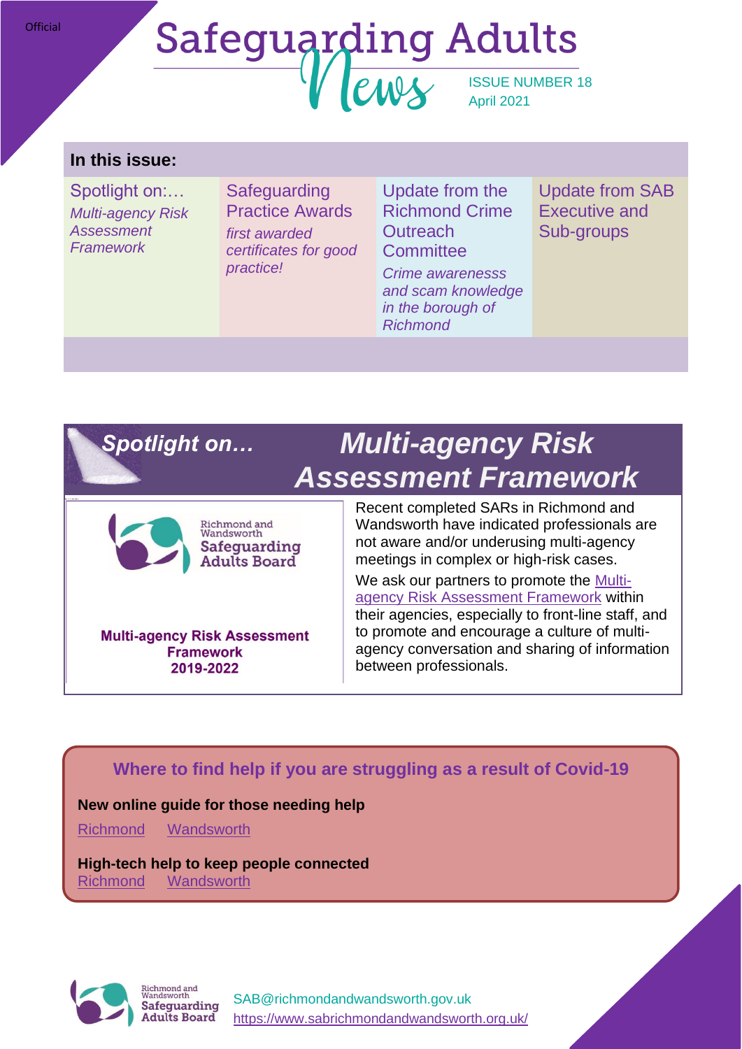Official

# Safeguarding Adults News

ISSUE NUMBER 18
April 2021

## In this issue:

| | | | |
|---|---|---|---|
| Spotlight on:… *Multi-agency Risk Assessment Framework* | Safeguarding Practice Awards *first awarded certificates for good practice!* | Update from the Richmond Crime Outreach Committee *Crime awarenesss and scam knowledge in the borough of Richmond* | Update from SAB Executive and Sub-groups |

## *Spotlight on…* *Multi-agency Risk Assessment Framework*

Richmond and Wandsworth Safeguarding Adults Board

**Multi-agency Risk Assessment Framework 2019-2022**

Recent completed SARs in Richmond and Wandsworth have indicated professionals are not aware and/or underusing multi-agency meetings in complex or high-risk cases.

We ask our partners to promote the Multi-agency Risk Assessment Framework within their agencies, especially to front-line staff, and to promote and encourage a culture of multi-agency conversation and sharing of information between professionals.

### Where to find help if you are struggling as a result of Covid-19

**New online guide for those needing help**

Richmond  Wandsworth

**High-tech help to keep people connected**

Richmond  Wandsworth

Richmond and Wandsworth Safeguarding Adults Board

SAB@richmondandwandsworth.gov.uk
https://www.sabrichmondandwandsworth.org.uk/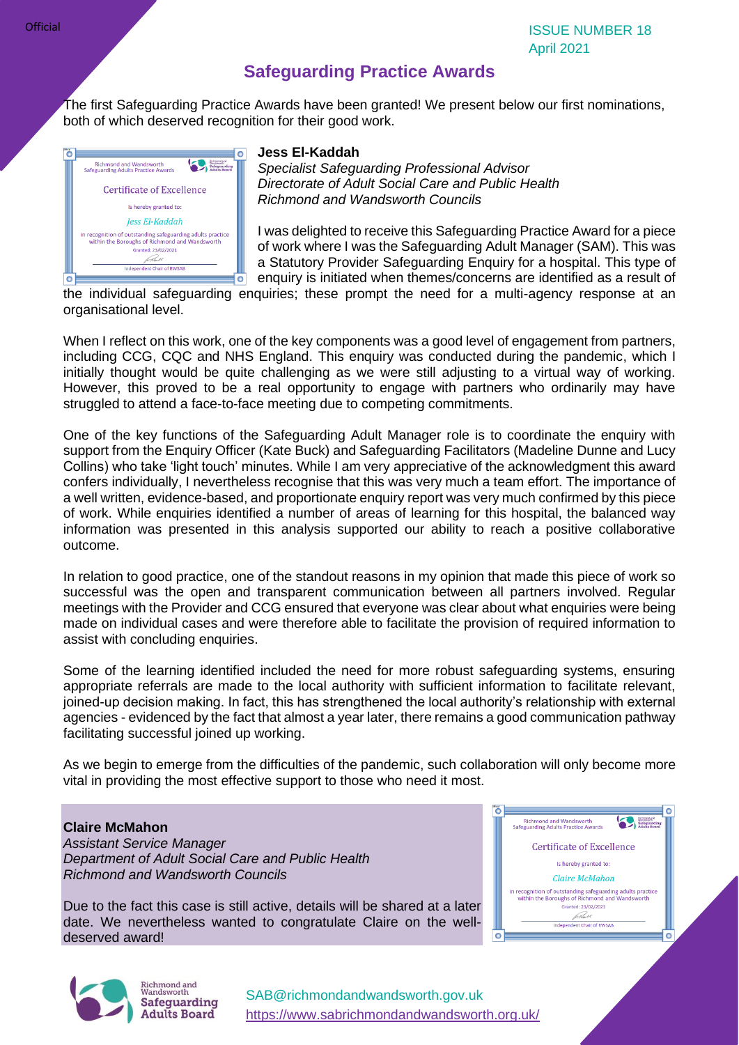# Safeguarding Practice Awards

The first Safeguarding Practice Awards have been granted! We present below our first nominations, both of which deserved recognition for their good work.

Richmond and Wandsworth Safeguarding Adults Practice Awards

Certificate of Excellence

Is hereby granted to:

Jess El-Kaddah

In recognition of outstanding safeguarding adults practice within the Boroughs of Richmond and Wandsworth

Granted: 23/02/2021

Independent Chair of RWSAB

### Jess El-Kaddah

*Specialist Safeguarding Professional Advisor*
*Directorate of Adult Social Care and Public Health*
*Richmond and Wandsworth Councils*

I was delighted to receive this Safeguarding Practice Award for a piece of work where I was the Safeguarding Adult Manager (SAM). This was a Statutory Provider Safeguarding Enquiry for a hospital. This type of enquiry is initiated when themes/concerns are identified as a result of the individual safeguarding enquiries; these prompt the need for a multi-agency response at an organisational level.

When I reflect on this work, one of the key components was a good level of engagement from partners, including CCG, CQC and NHS England. This enquiry was conducted during the pandemic, which I initially thought would be quite challenging as we were still adjusting to a virtual way of working. However, this proved to be a real opportunity to engage with partners who ordinarily may have struggled to attend a face-to-face meeting due to competing commitments.

One of the key functions of the Safeguarding Adult Manager role is to coordinate the enquiry with support from the Enquiry Officer (Kate Buck) and Safeguarding Facilitators (Madeline Dunne and Lucy Collins) who take 'light touch' minutes. While I am very appreciative of the acknowledgment this award confers individually, I nevertheless recognise that this was very much a team effort. The importance of a well written, evidence-based, and proportionate enquiry report was very much confirmed by this piece of work. While enquiries identified a number of areas of learning for this hospital, the balanced way information was presented in this analysis supported our ability to reach a positive collaborative outcome.

In relation to good practice, one of the standout reasons in my opinion that made this piece of work so successful was the open and transparent communication between all partners involved. Regular meetings with the Provider and CCG ensured that everyone was clear about what enquiries were being made on individual cases and were therefore able to facilitate the provision of required information to assist with concluding enquiries.

Some of the learning identified included the need for more robust safeguarding systems, ensuring appropriate referrals are made to the local authority with sufficient information to facilitate relevant, joined-up decision making. In fact, this has strengthened the local authority's relationship with external agencies - evidenced by the fact that almost a year later, there remains a good communication pathway facilitating successful joined up working.

As we begin to emerge from the difficulties of the pandemic, such collaboration will only become more vital in providing the most effective support to those who need it most.

### Claire McMahon

*Assistant Service Manager*
*Department of Adult Social Care and Public Health*
*Richmond and Wandsworth Councils*

Due to the fact this case is still active, details will be shared at a later date. We nevertheless wanted to congratulate Claire on the well-deserved award!

Richmond and Wandsworth Safeguarding Adults Practice Awards

Certificate of Excellence

Is hereby granted to:

Claire McMahon

In recognition of outstanding safeguarding adults practice within the Boroughs of Richmond and Wandsworth

Granted: 23/02/2021

Independent Chair of RWSAB

SAB@richmondandwandsworth.gov.uk
https://www.sabrichmondandwandsworth.org.uk/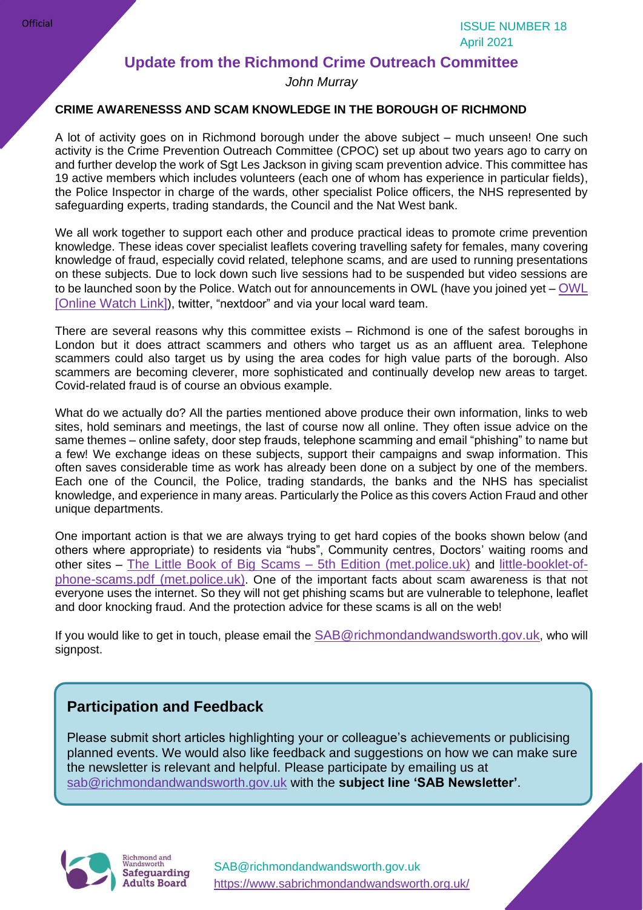## Update from the Richmond Crime Outreach Committee

*John Murray*

**CRIME AWARENESSS AND SCAM KNOWLEDGE IN THE BOROUGH OF RICHMOND**

A lot of activity goes on in Richmond borough under the above subject – much unseen! One such activity is the Crime Prevention Outreach Committee (CPOC) set up about two years ago to carry on and further develop the work of Sgt Les Jackson in giving scam prevention advice. This committee has 19 active members which includes volunteers (each one of whom has experience in particular fields), the Police Inspector in charge of the wards, other specialist Police officers, the NHS represented by safeguarding experts, trading standards, the Council and the Nat West bank.

We all work together to support each other and produce practical ideas to promote crime prevention knowledge. These ideas cover specialist leaflets covering travelling safety for females, many covering knowledge of fraud, especially covid related, telephone scams, and are used to running presentations on these subjects. Due to lock down such live sessions had to be suspended but video sessions are to be launched soon by the Police. Watch out for announcements in OWL (have you joined yet – OWL [Online Watch Link]), twitter, "nextdoor" and via your local ward team.

There are several reasons why this committee exists – Richmond is one of the safest boroughs in London but it does attract scammers and others who target us as an affluent area. Telephone scammers could also target us by using the area codes for high value parts of the borough. Also scammers are becoming cleverer, more sophisticated and continually develop new areas to target. Covid-related fraud is of course an obvious example.

What do we actually do? All the parties mentioned above produce their own information, links to web sites, hold seminars and meetings, the last of course now all online. They often issue advice on the same themes – online safety, door step frauds, telephone scamming and email "phishing" to name but a few! We exchange ideas on these subjects, support their campaigns and swap information. This often saves considerable time as work has already been done on a subject by one of the members. Each one of the Council, the Police, trading standards, the banks and the NHS has specialist knowledge, and experience in many areas. Particularly the Police as this covers Action Fraud and other unique departments.

One important action is that we are always trying to get hard copies of the books shown below (and others where appropriate) to residents via "hubs", Community centres, Doctors' waiting rooms and other sites – The Little Book of Big Scams – 5th Edition (met.police.uk) and little-booklet-of-phone-scams.pdf (met.police.uk). One of the important facts about scam awareness is that not everyone uses the internet. So they will not get phishing scams but are vulnerable to telephone, leaflet and door knocking fraud. And the protection advice for these scams is all on the web!

If you would like to get in touch, please email the SAB@richmondandwandsworth.gov.uk, who will signpost.

### Participation and Feedback

Please submit short articles highlighting your or colleague's achievements or publicising planned events. We would also like feedback and suggestions on how we can make sure the newsletter is relevant and helpful. Please participate by emailing us at sab@richmondandwandsworth.gov.uk with the **subject line 'SAB Newsletter'**.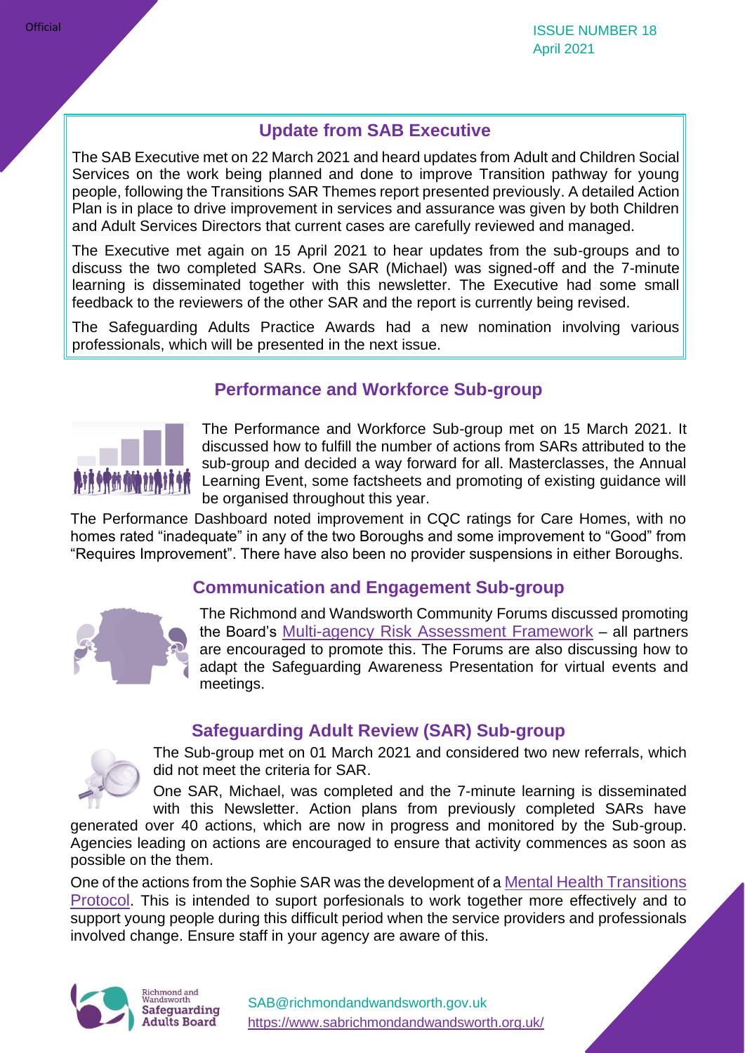## Update from SAB Executive

The SAB Executive met on 22 March 2021 and heard updates from Adult and Children Social Services on the work being planned and done to improve Transition pathway for young people, following the Transitions SAR Themes report presented previously. A detailed Action Plan is in place to drive improvement in services and assurance was given by both Children and Adult Services Directors that current cases are carefully reviewed and managed.

The Executive met again on 15 April 2021 to hear updates from the sub-groups and to discuss the two completed SARs. One SAR (Michael) was signed-off and the 7-minute learning is disseminated together with this newsletter. The Executive had some small feedback to the reviewers of the other SAR and the report is currently being revised.

The Safeguarding Adults Practice Awards had a new nomination involving various professionals, which will be presented in the next issue.

## Performance and Workforce Sub-group

The Performance and Workforce Sub-group met on 15 March 2021. It discussed how to fulfill the number of actions from SARs attributed to the sub-group and decided a way forward for all. Masterclasses, the Annual Learning Event, some factsheets and promoting of existing guidance will be organised throughout this year.

The Performance Dashboard noted improvement in CQC ratings for Care Homes, with no homes rated "inadequate" in any of the two Boroughs and some improvement to "Good" from "Requires Improvement". There have also been no provider suspensions in either Boroughs.

## Communication and Engagement Sub-group

The Richmond and Wandsworth Community Forums discussed promoting the Board's Multi-agency Risk Assessment Framework – all partners are encouraged to promote this. The Forums are also discussing how to adapt the Safeguarding Awareness Presentation for virtual events and meetings.

## Safeguarding Adult Review (SAR) Sub-group

The Sub-group met on 01 March 2021 and considered two new referrals, which did not meet the criteria for SAR.

One SAR, Michael, was completed and the 7-minute learning is disseminated with this Newsletter. Action plans from previously completed SARs have generated over 40 actions, which are now in progress and monitored by the Sub-group. Agencies leading on actions are encouraged to ensure that activity commences as soon as possible on the them.

One of the actions from the Sophie SAR was the development of a Mental Health Transitions Protocol. This is intended to suport porfesionals to work together more effectively and to support young people during this difficult period when the service providers and professionals involved change. Ensure staff in your agency are aware of this.